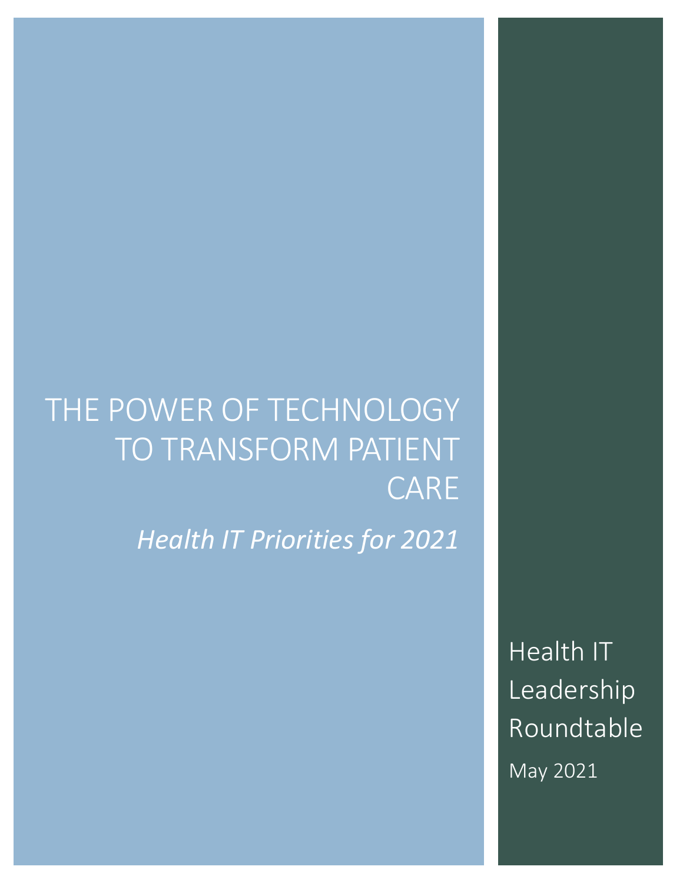# THE POWER OF TECHNOLOGY TO TRANSFORM PATIENT CARE

*Health IT Priorities for 2021*

Health IT Leadership Roundtable

May 2021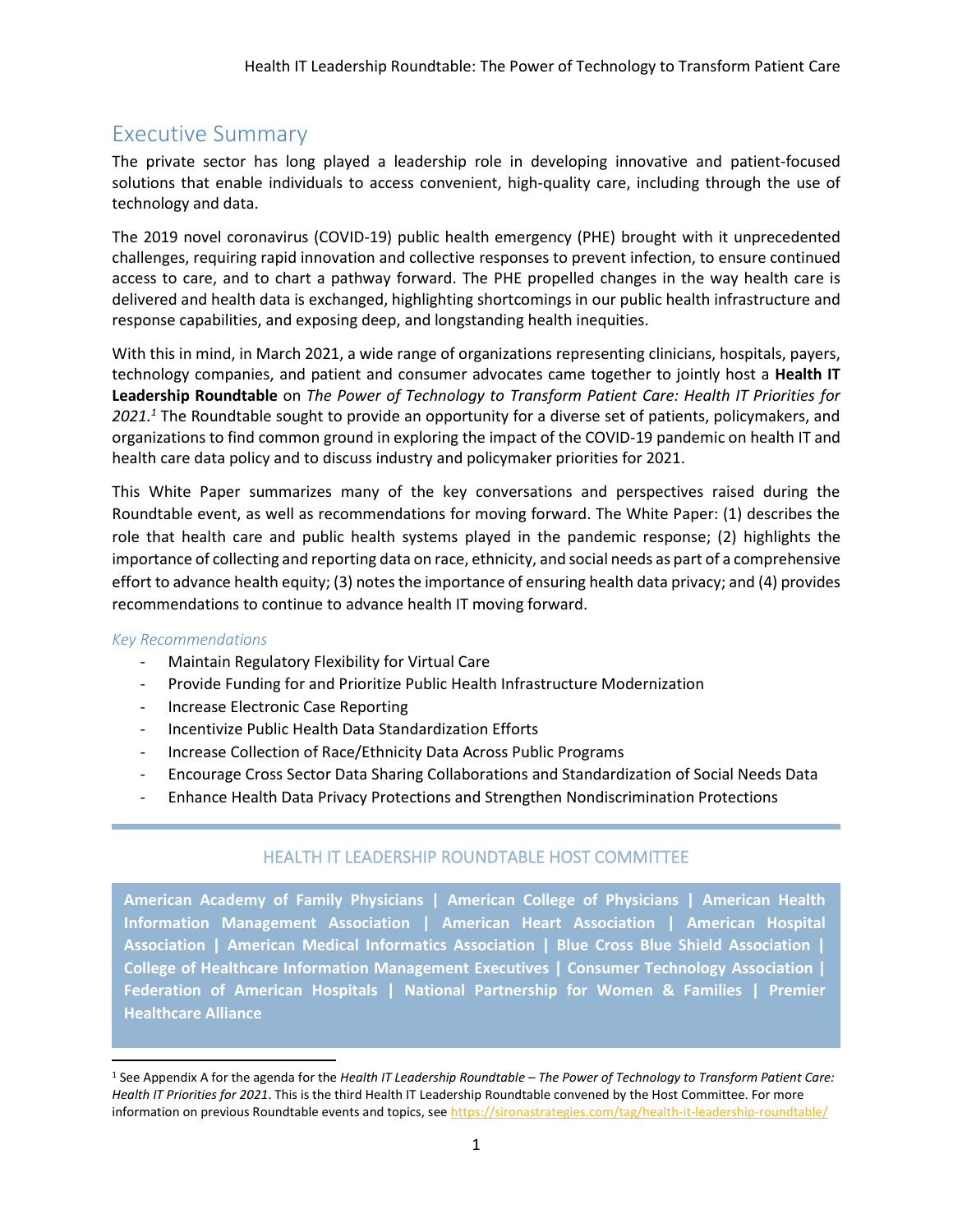# Executive Summary

The private sector has long played a leadership role in developing innovative and patient-focused solutions that enable individuals to access convenient, high-quality care, including through the use of technology and data.

The 2019 novel coronavirus (COVID-19) public health emergency (PHE) brought with it unprecedented challenges, requiring rapid innovation and collective responses to prevent infection, to ensure continued access to care, and to chart a pathway forward. The PHE propelled changes in the way health care is delivered and health data is exchanged, highlighting shortcomings in our public health infrastructure and response capabilities, and exposing deep, and longstanding health inequities.

With this in mind, in March 2021, a wide range of organizations representing clinicians, hospitals, payers, technology companies, and patient and consumer advocates came together to jointly host a **Health IT Leadership Roundtable** on *The Power of Technology to Transform Patient Care: Health IT Priorities for 2021.*[1] The Roundtable sought to provide an opportunity for a diverse set of patients, policymakers, and organizations to find common ground in exploring the impact of the COVID-19 pandemic on health IT and health care data policy and to discuss industry and policymaker priorities for 2021.

This White Paper summarizes many of the key conversations and perspectives raised during the Roundtable event, as well as recommendations for moving forward. The White Paper: (1) describes the role that health care and public health systems played in the pandemic response; (2) highlights the importance of collecting and reporting data on race, ethnicity, and social needs as part of a comprehensive effort to advance health equity; (3) notes the importance of ensuring health data privacy; and (4) provides recommendations to continue to advance health IT moving forward.

### *Key Recommendations*

- Maintain Regulatory Flexibility for Virtual Care
- Provide Funding for and Prioritize Public Health Infrastructure Modernization
- Increase Electronic Case Reporting
- Incentivize Public Health Data Standardization Efforts
- Increase Collection of Race/Ethnicity Data Across Public Programs
- Encourage Cross Sector Data Sharing Collaborations and Standardization of Social Needs Data
- Enhance Health Data Privacy Protections and Strengthen Nondiscrimination Protections

## HEALTH IT LEADERSHIP ROUNDTABLE HOST COMMITTEE

**American Academy of Family Physicians | American College of Physicians | American Health Information Management Association | American Heart Association | American Hospital Association | American Medical Informatics Association | Blue Cross Blue Shield Association | College of Healthcare Information Management Executives | Consumer Technology Association | Federation of American Hospitals | National Partnership for Women & Families | Premier Healthcare Alliance**

---

[1] See Appendix A for the agenda for the *Health IT Leadership Roundtable – The Power of Technology to Transform Patient Care: Health IT Priorities for 2021*. This is the third Health IT Leadership Roundtable convened by the Host Committee. For more information on previous Roundtable events and topics, see https://sironastrategies.com/tag/health-it-leadership-roundtable/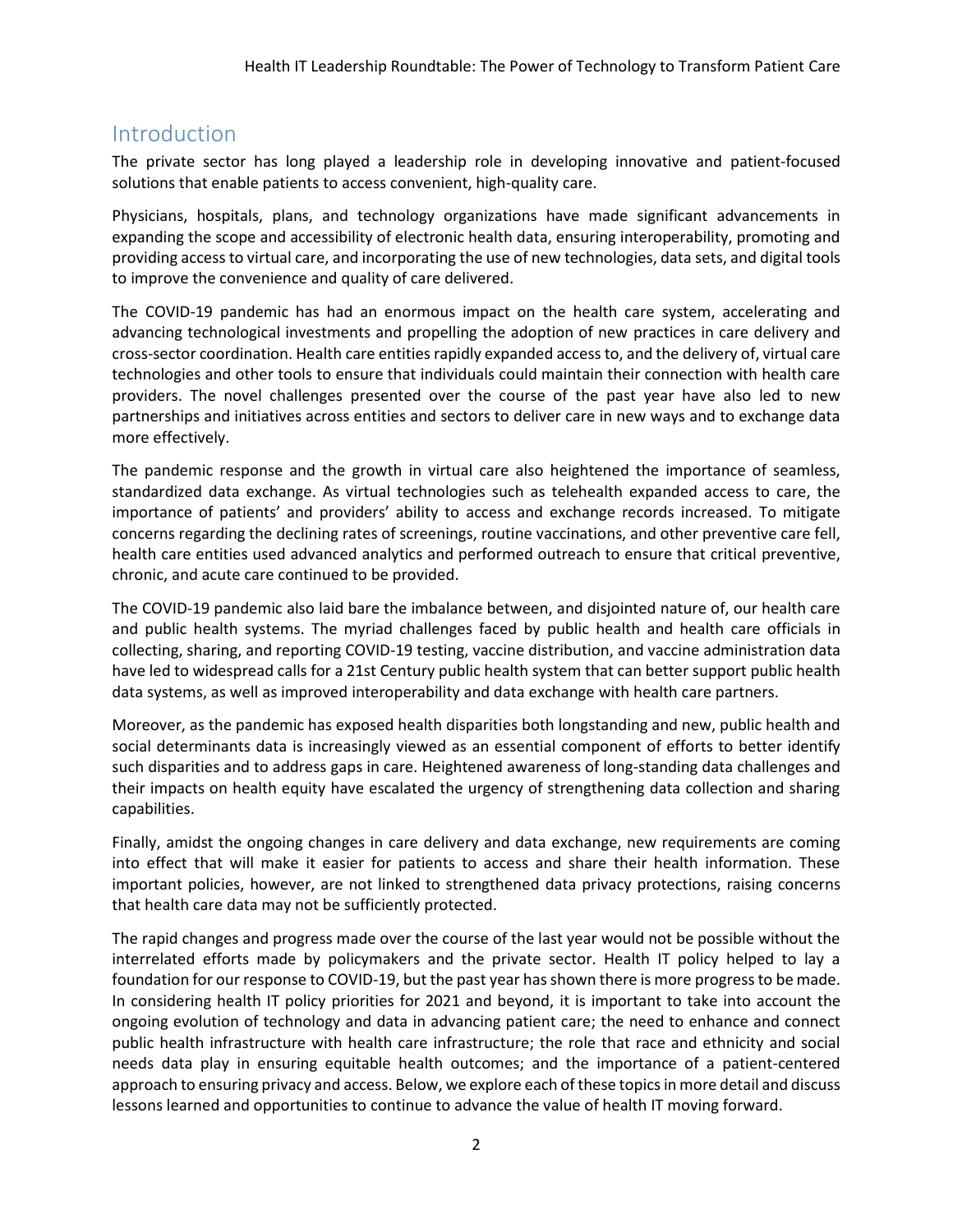## Introduction

The private sector has long played a leadership role in developing innovative and patient-focused solutions that enable patients to access convenient, high-quality care.

Physicians, hospitals, plans, and technology organizations have made significant advancements in expanding the scope and accessibility of electronic health data, ensuring interoperability, promoting and providing access to virtual care, and incorporating the use of new technologies, data sets, and digital tools to improve the convenience and quality of care delivered.

The COVID-19 pandemic has had an enormous impact on the health care system, accelerating and advancing technological investments and propelling the adoption of new practices in care delivery and cross-sector coordination. Health care entities rapidly expanded access to, and the delivery of, virtual care technologies and other tools to ensure that individuals could maintain their connection with health care providers. The novel challenges presented over the course of the past year have also led to new partnerships and initiatives across entities and sectors to deliver care in new ways and to exchange data more effectively.

The pandemic response and the growth in virtual care also heightened the importance of seamless, standardized data exchange. As virtual technologies such as telehealth expanded access to care, the importance of patients' and providers' ability to access and exchange records increased. To mitigate concerns regarding the declining rates of screenings, routine vaccinations, and other preventive care fell, health care entities used advanced analytics and performed outreach to ensure that critical preventive, chronic, and acute care continued to be provided.

The COVID-19 pandemic also laid bare the imbalance between, and disjointed nature of, our health care and public health systems. The myriad challenges faced by public health and health care officials in collecting, sharing, and reporting COVID-19 testing, vaccine distribution, and vaccine administration data have led to widespread calls for a 21st Century public health system that can better support public health data systems, as well as improved interoperability and data exchange with health care partners.

Moreover, as the pandemic has exposed health disparities both longstanding and new, public health and social determinants data is increasingly viewed as an essential component of efforts to better identify such disparities and to address gaps in care. Heightened awareness of long-standing data challenges and their impacts on health equity have escalated the urgency of strengthening data collection and sharing capabilities.

Finally, amidst the ongoing changes in care delivery and data exchange, new requirements are coming into effect that will make it easier for patients to access and share their health information. These important policies, however, are not linked to strengthened data privacy protections, raising concerns that health care data may not be sufficiently protected.

The rapid changes and progress made over the course of the last year would not be possible without the interrelated efforts made by policymakers and the private sector. Health IT policy helped to lay a foundation for our response to COVID-19, but the past year has shown there is more progress to be made. In considering health IT policy priorities for 2021 and beyond, it is important to take into account the ongoing evolution of technology and data in advancing patient care; the need to enhance and connect public health infrastructure with health care infrastructure; the role that race and ethnicity and social needs data play in ensuring equitable health outcomes; and the importance of a patient-centered approach to ensuring privacy and access. Below, we explore each of these topics in more detail and discuss lessons learned and opportunities to continue to advance the value of health IT moving forward.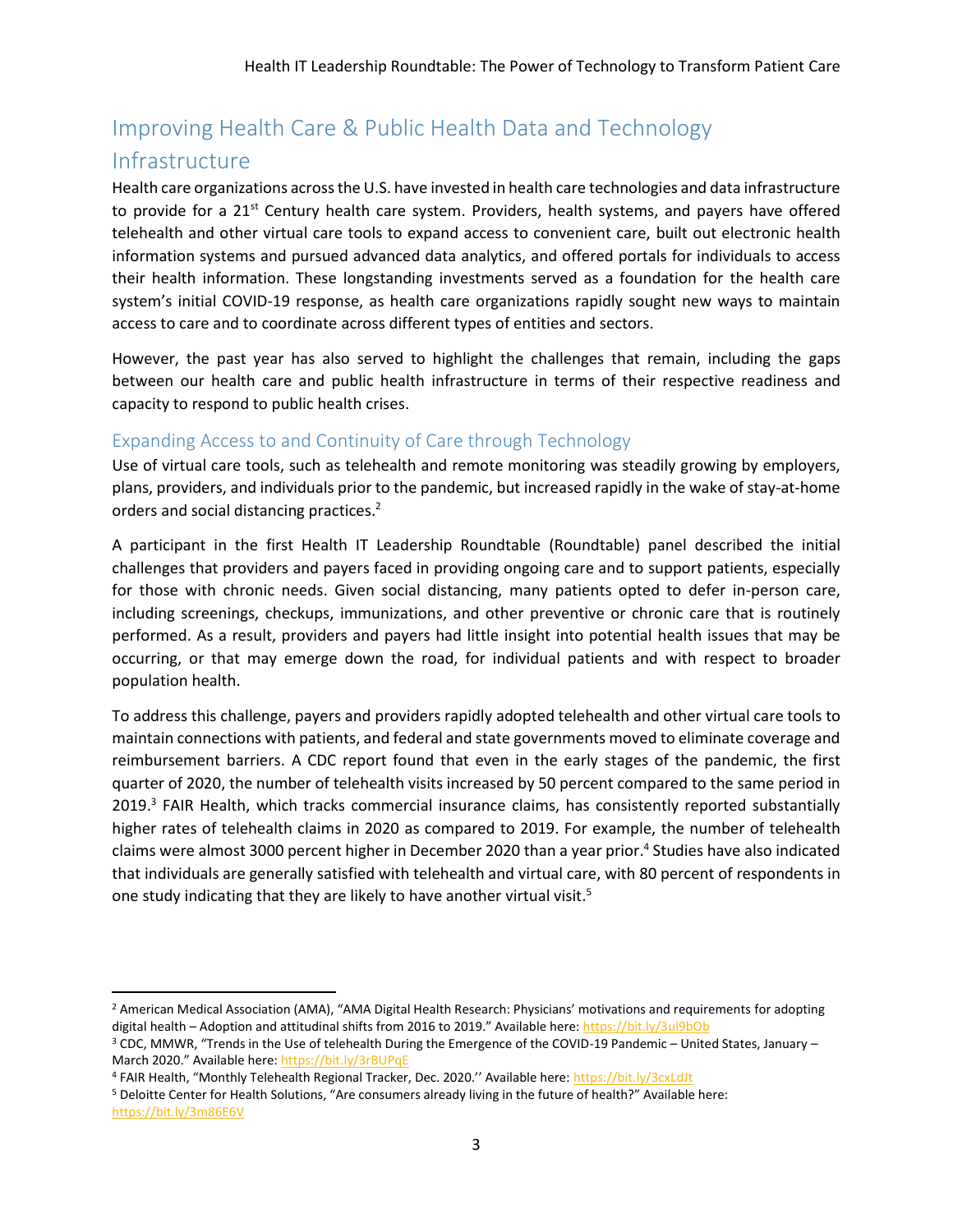## Improving Health Care & Public Health Data and Technology Infrastructure

Health care organizations across the U.S. have invested in health care technologies and data infrastructure to provide for a 21st Century health care system. Providers, health systems, and payers have offered telehealth and other virtual care tools to expand access to convenient care, built out electronic health information systems and pursued advanced data analytics, and offered portals for individuals to access their health information. These longstanding investments served as a foundation for the health care system's initial COVID-19 response, as health care organizations rapidly sought new ways to maintain access to care and to coordinate across different types of entities and sectors.

However, the past year has also served to highlight the challenges that remain, including the gaps between our health care and public health infrastructure in terms of their respective readiness and capacity to respond to public health crises.

### Expanding Access to and Continuity of Care through Technology

Use of virtual care tools, such as telehealth and remote monitoring was steadily growing by employers, plans, providers, and individuals prior to the pandemic, but increased rapidly in the wake of stay-at-home orders and social distancing practices.[2]

A participant in the first Health IT Leadership Roundtable (Roundtable) panel described the initial challenges that providers and payers faced in providing ongoing care and to support patients, especially for those with chronic needs. Given social distancing, many patients opted to defer in-person care, including screenings, checkups, immunizations, and other preventive or chronic care that is routinely performed. As a result, providers and payers had little insight into potential health issues that may be occurring, or that may emerge down the road, for individual patients and with respect to broader population health.

To address this challenge, payers and providers rapidly adopted telehealth and other virtual care tools to maintain connections with patients, and federal and state governments moved to eliminate coverage and reimbursement barriers. A CDC report found that even in the early stages of the pandemic, the first quarter of 2020, the number of telehealth visits increased by 50 percent compared to the same period in 2019.[3] FAIR Health, which tracks commercial insurance claims, has consistently reported substantially higher rates of telehealth claims in 2020 as compared to 2019. For example, the number of telehealth claims were almost 3000 percent higher in December 2020 than a year prior.[4] Studies have also indicated that individuals are generally satisfied with telehealth and virtual care, with 80 percent of respondents in one study indicating that they are likely to have another virtual visit.[5]

---

[2] American Medical Association (AMA), "AMA Digital Health Research: Physicians' motivations and requirements for adopting digital health – Adoption and attitudinal shifts from 2016 to 2019." Available here: https://bit.ly/3ul9bOb

[3] CDC, MMWR, "Trends in the Use of telehealth During the Emergence of the COVID-19 Pandemic – United States, January – March 2020." Available here: https://bit.ly/3rBUPqE

[4] FAIR Health, "Monthly Telehealth Regional Tracker, Dec. 2020.'' Available here: https://bit.ly/3cxLdJt

[5] Deloitte Center for Health Solutions, "Are consumers already living in the future of health?" Available here: https://bit.ly/3m86E6V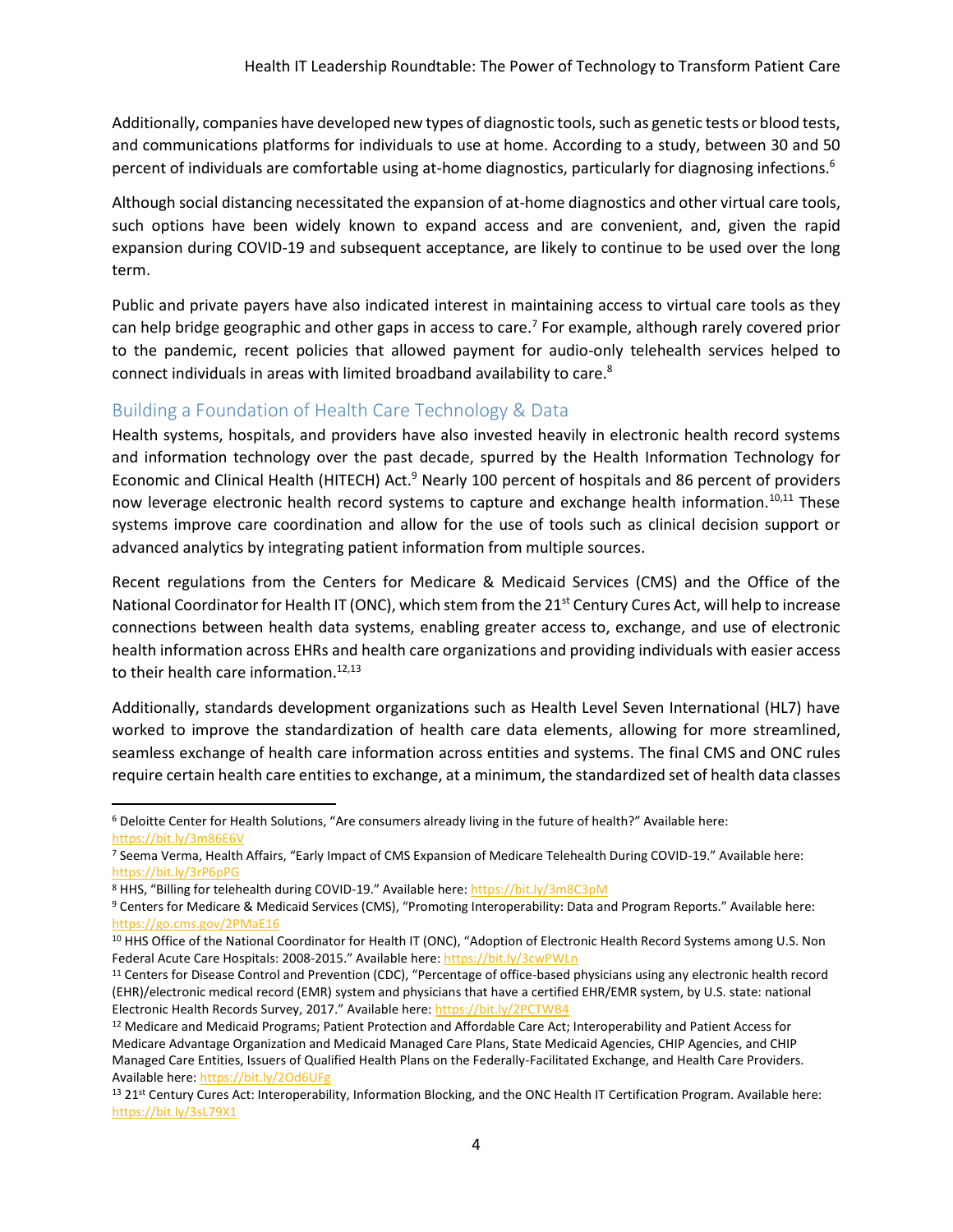Additionally, companies have developed new types of diagnostic tools, such as genetic tests or blood tests, and communications platforms for individuals to use at home. According to a study, between 30 and 50 percent of individuals are comfortable using at-home diagnostics, particularly for diagnosing infections.[6]

Although social distancing necessitated the expansion of at-home diagnostics and other virtual care tools, such options have been widely known to expand access and are convenient, and, given the rapid expansion during COVID-19 and subsequent acceptance, are likely to continue to be used over the long term.

Public and private payers have also indicated interest in maintaining access to virtual care tools as they can help bridge geographic and other gaps in access to care.[7] For example, although rarely covered prior to the pandemic, recent policies that allowed payment for audio-only telehealth services helped to connect individuals in areas with limited broadband availability to care.[8]

## Building a Foundation of Health Care Technology & Data

Health systems, hospitals, and providers have also invested heavily in electronic health record systems and information technology over the past decade, spurred by the Health Information Technology for Economic and Clinical Health (HITECH) Act.[9] Nearly 100 percent of hospitals and 86 percent of providers now leverage electronic health record systems to capture and exchange health information.[10,11] These systems improve care coordination and allow for the use of tools such as clinical decision support or advanced analytics by integrating patient information from multiple sources.

Recent regulations from the Centers for Medicare & Medicaid Services (CMS) and the Office of the National Coordinator for Health IT (ONC), which stem from the 21st Century Cures Act, will help to increase connections between health data systems, enabling greater access to, exchange, and use of electronic health information across EHRs and health care organizations and providing individuals with easier access to their health care information.[12,13]

Additionally, standards development organizations such as Health Level Seven International (HL7) have worked to improve the standardization of health care data elements, allowing for more streamlined, seamless exchange of health care information across entities and systems. The final CMS and ONC rules require certain health care entities to exchange, at a minimum, the standardized set of health data classes

---

[6] Deloitte Center for Health Solutions, "Are consumers already living in the future of health?" Available here: https://bit.ly/3m86E6V

[7] Seema Verma, Health Affairs, "Early Impact of CMS Expansion of Medicare Telehealth During COVID-19." Available here: https://bit.ly/3rP6pPG

[8] HHS, "Billing for telehealth during COVID-19." Available here: https://bit.ly/3m8C3pM

[9] Centers for Medicare & Medicaid Services (CMS), "Promoting Interoperability: Data and Program Reports." Available here: https://go.cms.gov/2PMaE16

[10] HHS Office of the National Coordinator for Health IT (ONC), "Adoption of Electronic Health Record Systems among U.S. Non Federal Acute Care Hospitals: 2008-2015." Available here: https://bit.ly/3cwPWLn

[11] Centers for Disease Control and Prevention (CDC), "Percentage of office-based physicians using any electronic health record (EHR)/electronic medical record (EMR) system and physicians that have a certified EHR/EMR system, by U.S. state: national Electronic Health Records Survey, 2017." Available here: https://bit.ly/2PCTWB4

[12] Medicare and Medicaid Programs; Patient Protection and Affordable Care Act; Interoperability and Patient Access for Medicare Advantage Organization and Medicaid Managed Care Plans, State Medicaid Agencies, CHIP Agencies, and CHIP Managed Care Entities, Issuers of Qualified Health Plans on the Federally-Facilitated Exchange, and Health Care Providers. Available here: https://bit.ly/2Od6UFg

[13] 21st Century Cures Act: Interoperability, Information Blocking, and the ONC Health IT Certification Program. Available here: https://bit.ly/3sL79X1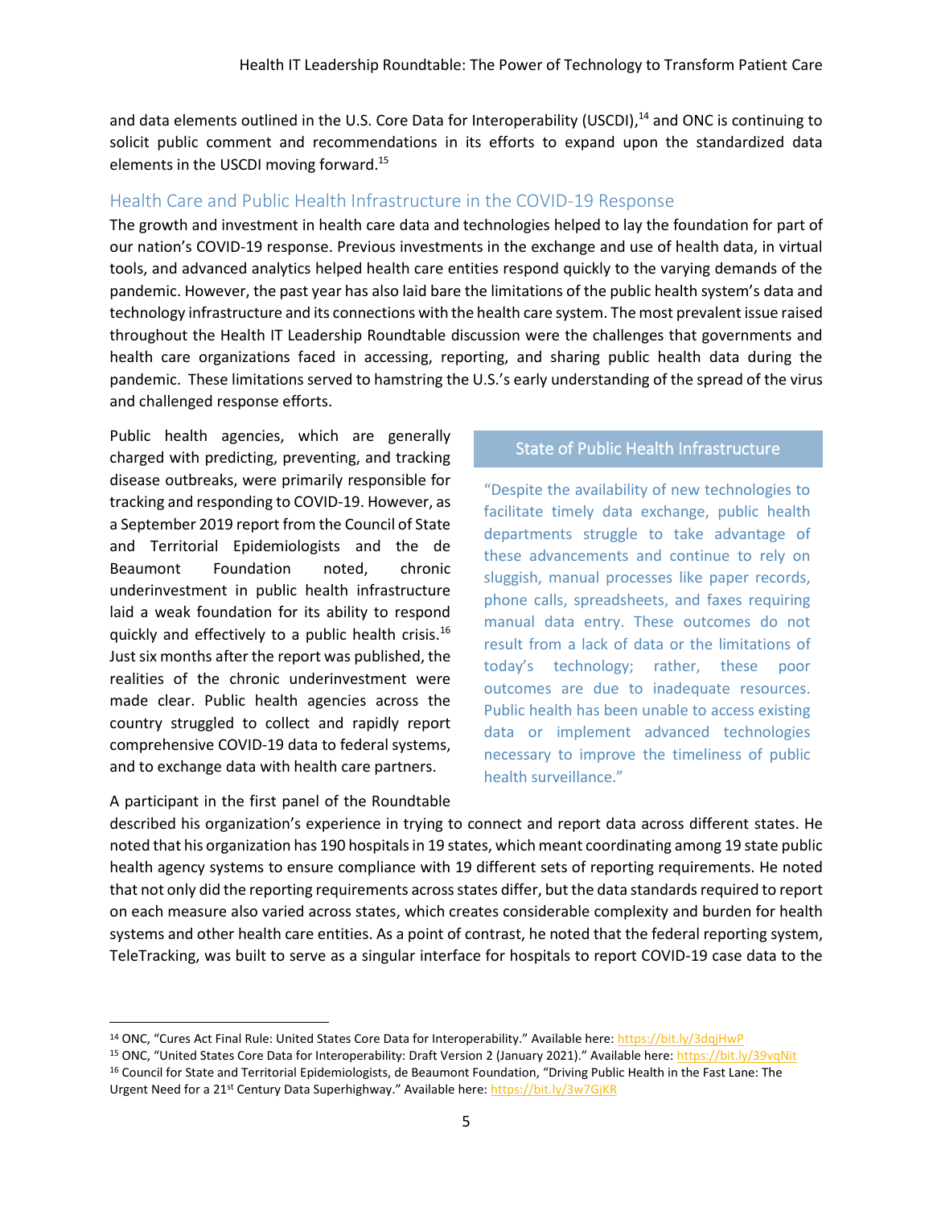and data elements outlined in the U.S. Core Data for Interoperability (USCDI),[14] and ONC is continuing to solicit public comment and recommendations in its efforts to expand upon the standardized data elements in the USCDI moving forward.[15]

## Health Care and Public Health Infrastructure in the COVID-19 Response

The growth and investment in health care data and technologies helped to lay the foundation for part of our nation's COVID-19 response. Previous investments in the exchange and use of health data, in virtual tools, and advanced analytics helped health care entities respond quickly to the varying demands of the pandemic. However, the past year has also laid bare the limitations of the public health system's data and technology infrastructure and its connections with the health care system. The most prevalent issue raised throughout the Health IT Leadership Roundtable discussion were the challenges that governments and health care organizations faced in accessing, reporting, and sharing public health data during the pandemic. These limitations served to hamstring the U.S.'s early understanding of the spread of the virus and challenged response efforts.

Public health agencies, which are generally charged with predicting, preventing, and tracking disease outbreaks, were primarily responsible for tracking and responding to COVID-19. However, as a September 2019 report from the Council of State and Territorial Epidemiologists and the de Beaumont Foundation noted, chronic underinvestment in public health infrastructure laid a weak foundation for its ability to respond quickly and effectively to a public health crisis.[16] Just six months after the report was published, the realities of the chronic underinvestment were made clear. Public health agencies across the country struggled to collect and rapidly report comprehensive COVID-19 data to federal systems, and to exchange data with health care partners.

> **State of Public Health Infrastructure**
>
> "Despite the availability of new technologies to facilitate timely data exchange, public health departments struggle to take advantage of these advancements and continue to rely on sluggish, manual processes like paper records, phone calls, spreadsheets, and faxes requiring manual data entry. These outcomes do not result from a lack of data or the limitations of today's technology; rather, these poor outcomes are due to inadequate resources. Public health has been unable to access existing data or implement advanced technologies necessary to improve the timeliness of public health surveillance."

A participant in the first panel of the Roundtable described his organization's experience in trying to connect and report data across different states. He noted that his organization has 190 hospitals in 19 states, which meant coordinating among 19 state public health agency systems to ensure compliance with 19 different sets of reporting requirements. He noted that not only did the reporting requirements across states differ, but the data standards required to report on each measure also varied across states, which creates considerable complexity and burden for health systems and other health care entities. As a point of contrast, he noted that the federal reporting system, TeleTracking, was built to serve as a singular interface for hospitals to report COVID-19 case data to the

---

[14] ONC, "Cures Act Final Rule: United States Core Data for Interoperability." Available here: https://bit.ly/3dqjHwP

[15] ONC, "United States Core Data for Interoperability: Draft Version 2 (January 2021)." Available here: https://bit.ly/39vqNit

[16] Council for State and Territorial Epidemiologists, de Beaumont Foundation, "Driving Public Health in the Fast Lane: The Urgent Need for a 21st Century Data Superhighway." Available here: https://bit.ly/3w7GjKR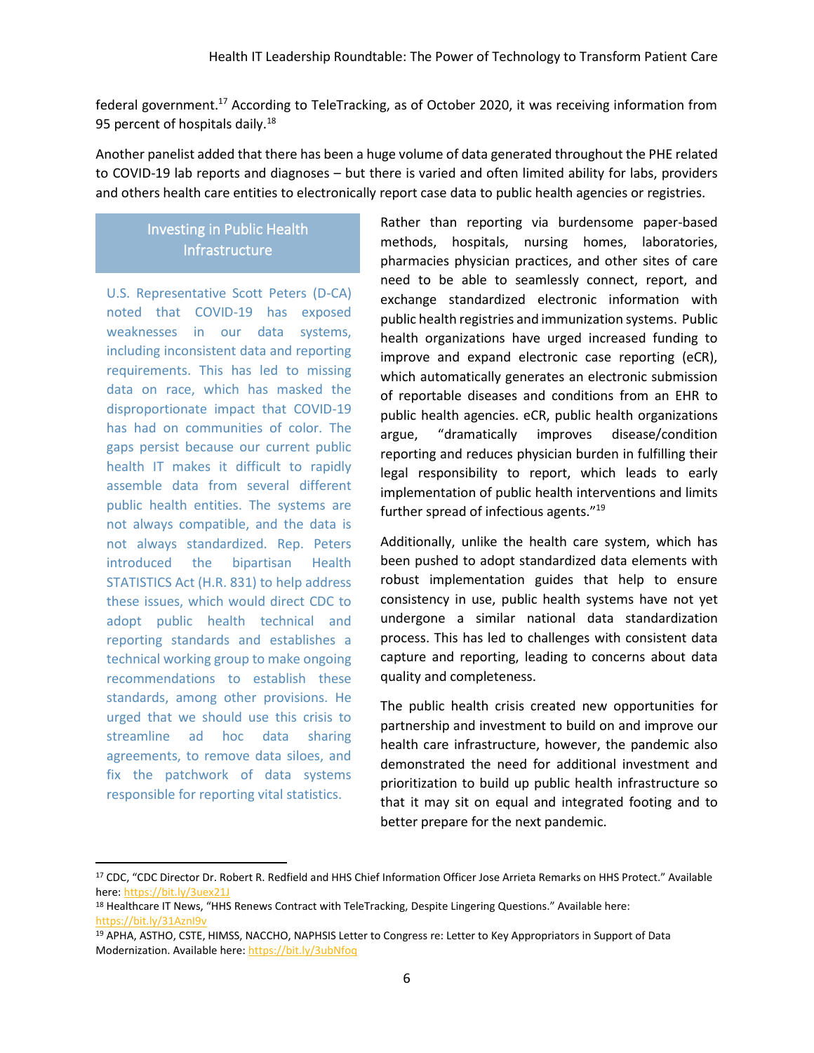federal government.[17] According to TeleTracking, as of October 2020, it was receiving information from 95 percent of hospitals daily.[18]

Another panelist added that there has been a huge volume of data generated throughout the PHE related to COVID-19 lab reports and diagnoses – but there is varied and often limited ability for labs, providers and others health care entities to electronically report case data to public health agencies or registries.

### Investing in Public Health Infrastructure

U.S. Representative Scott Peters (D-CA) noted that COVID-19 has exposed weaknesses in our data systems, including inconsistent data and reporting requirements. This has led to missing data on race, which has masked the disproportionate impact that COVID-19 has had on communities of color. The gaps persist because our current public health IT makes it difficult to rapidly assemble data from several different public health entities. The systems are not always compatible, and the data is not always standardized. Rep. Peters introduced the bipartisan Health STATISTICS Act (H.R. 831) to help address these issues, which would direct CDC to adopt public health technical and reporting standards and establishes a technical working group to make ongoing recommendations to establish these standards, among other provisions. He urged that we should use this crisis to streamline ad hoc data sharing agreements, to remove data siloes, and fix the patchwork of data systems responsible for reporting vital statistics.

Rather than reporting via burdensome paper-based methods, hospitals, nursing homes, laboratories, pharmacies physician practices, and other sites of care need to be able to seamlessly connect, report, and exchange standardized electronic information with public health registries and immunization systems. Public health organizations have urged increased funding to improve and expand electronic case reporting (eCR), which automatically generates an electronic submission of reportable diseases and conditions from an EHR to public health agencies. eCR, public health organizations argue, "dramatically improves disease/condition reporting and reduces physician burden in fulfilling their legal responsibility to report, which leads to early implementation of public health interventions and limits further spread of infectious agents."[19]

Additionally, unlike the health care system, which has been pushed to adopt standardized data elements with robust implementation guides that help to ensure consistency in use, public health systems have not yet undergone a similar national data standardization process. This has led to challenges with consistent data capture and reporting, leading to concerns about data quality and completeness.

The public health crisis created new opportunities for partnership and investment to build on and improve our health care infrastructure, however, the pandemic also demonstrated the need for additional investment and prioritization to build up public health infrastructure so that it may sit on equal and integrated footing and to better prepare for the next pandemic.

---

[17] CDC, "CDC Director Dr. Robert R. Redfield and HHS Chief Information Officer Jose Arrieta Remarks on HHS Protect." Available here: https://bit.ly/3uex21J

[18] Healthcare IT News, "HHS Renews Contract with TeleTracking, Despite Lingering Questions." Available here: https://bit.ly/31AznI9v

[19] APHA, ASTHO, CSTE, HIMSS, NACCHO, NAPHSIS Letter to Congress re: Letter to Key Appropriators in Support of Data Modernization. Available here: https://bit.ly/3ubNfoq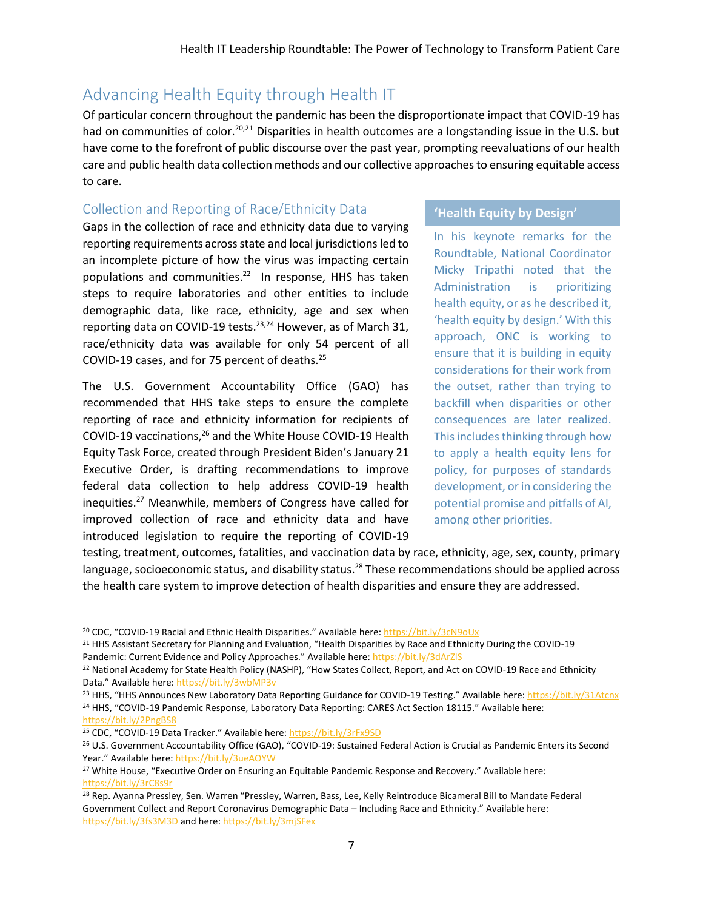## Advancing Health Equity through Health IT

Of particular concern throughout the pandemic has been the disproportionate impact that COVID-19 has had on communities of color.[20,21] Disparities in health outcomes are a longstanding issue in the U.S. but have come to the forefront of public discourse over the past year, prompting reevaluations of our health care and public health data collection methods and our collective approaches to ensuring equitable access to care.

### Collection and Reporting of Race/Ethnicity Data

Gaps in the collection of race and ethnicity data due to varying reporting requirements across state and local jurisdictions led to an incomplete picture of how the virus was impacting certain populations and communities.[22] In response, HHS has taken steps to require laboratories and other entities to include demographic data, like race, ethnicity, age and sex when reporting data on COVID-19 tests.[23,24] However, as of March 31, race/ethnicity data was available for only 54 percent of all COVID-19 cases, and for 75 percent of deaths.[25]

The U.S. Government Accountability Office (GAO) has recommended that HHS take steps to ensure the complete reporting of race and ethnicity information for recipients of COVID-19 vaccinations,[26] and the White House COVID-19 Health Equity Task Force, created through President Biden's January 21 Executive Order, is drafting recommendations to improve federal data collection to help address COVID-19 health inequities.[27] Meanwhile, members of Congress have called for improved collection of race and ethnicity data and have introduced legislation to require the reporting of COVID-19 testing, treatment, outcomes, fatalities, and vaccination data by race, ethnicity, age, sex, county, primary language, socioeconomic status, and disability status.[28] These recommendations should be applied across the health care system to improve detection of health disparities and ensure they are addressed.

> **'Health Equity by Design'**
>
> In his keynote remarks for the Roundtable, National Coordinator Micky Tripathi noted that the Administration is prioritizing health equity, or as he described it, 'health equity by design.' With this approach, ONC is working to ensure that it is building in equity considerations for their work from the outset, rather than trying to backfill when disparities or other consequences are later realized. This includes thinking through how to apply a health equity lens for policy, for purposes of standards development, or in considering the potential promise and pitfalls of AI, among other priorities.

---

[20] CDC, "COVID-19 Racial and Ethnic Health Disparities." Available here: https://bit.ly/3cN9oUx

[21] HHS Assistant Secretary for Planning and Evaluation, "Health Disparities by Race and Ethnicity During the COVID-19 Pandemic: Current Evidence and Policy Approaches." Available here: https://bit.ly/3dArZlS

[22] National Academy for State Health Policy (NASHP), "How States Collect, Report, and Act on COVID-19 Race and Ethnicity Data." Available here: https://bit.ly/3wbMP3v

[23] HHS, "HHS Announces New Laboratory Data Reporting Guidance for COVID-19 Testing." Available here: https://bit.ly/31Atcnx

[24] HHS, "COVID-19 Pandemic Response, Laboratory Data Reporting: CARES Act Section 18115." Available here: https://bit.ly/2PngBS8

[25] CDC, "COVID-19 Data Tracker." Available here: https://bit.ly/3rFx9SD

[26] U.S. Government Accountability Office (GAO), "COVID-19: Sustained Federal Action is Crucial as Pandemic Enters its Second Year." Available here: https://bit.ly/3ueAOYW

[27] White House, "Executive Order on Ensuring an Equitable Pandemic Response and Recovery." Available here: https://bit.ly/3rC8s9r

[28] Rep. Ayanna Pressley, Sen. Warren "Pressley, Warren, Bass, Lee, Kelly Reintroduce Bicameral Bill to Mandate Federal Government Collect and Report Coronavirus Demographic Data – Including Race and Ethnicity." Available here: https://bit.ly/3fs3M3D and here: https://bit.ly/3mjSFex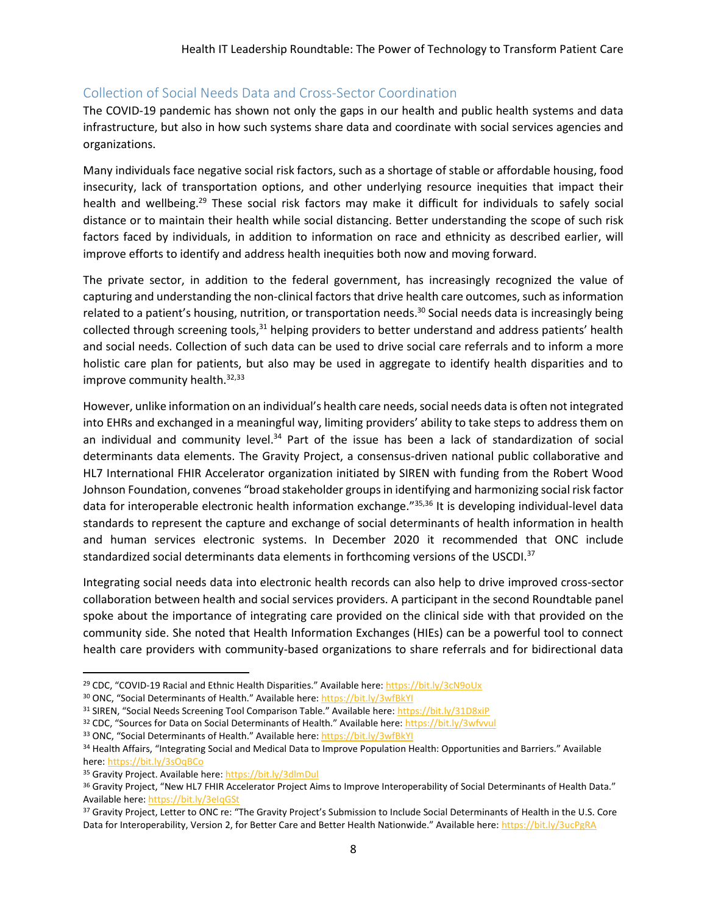## Collection of Social Needs Data and Cross-Sector Coordination

The COVID-19 pandemic has shown not only the gaps in our health and public health systems and data infrastructure, but also in how such systems share data and coordinate with social services agencies and organizations.

Many individuals face negative social risk factors, such as a shortage of stable or affordable housing, food insecurity, lack of transportation options, and other underlying resource inequities that impact their health and wellbeing.[29] These social risk factors may make it difficult for individuals to safely social distance or to maintain their health while social distancing. Better understanding the scope of such risk factors faced by individuals, in addition to information on race and ethnicity as described earlier, will improve efforts to identify and address health inequities both now and moving forward.

The private sector, in addition to the federal government, has increasingly recognized the value of capturing and understanding the non-clinical factors that drive health care outcomes, such as information related to a patient's housing, nutrition, or transportation needs.[30] Social needs data is increasingly being collected through screening tools,[31] helping providers to better understand and address patients' health and social needs. Collection of such data can be used to drive social care referrals and to inform a more holistic care plan for patients, but also may be used in aggregate to identify health disparities and to improve community health.[32,33]

However, unlike information on an individual's health care needs, social needs data is often not integrated into EHRs and exchanged in a meaningful way, limiting providers' ability to take steps to address them on an individual and community level.[34] Part of the issue has been a lack of standardization of social determinants data elements. The Gravity Project, a consensus-driven national public collaborative and HL7 International FHIR Accelerator organization initiated by SIREN with funding from the Robert Wood Johnson Foundation, convenes "broad stakeholder groups in identifying and harmonizing social risk factor data for interoperable electronic health information exchange."[35,36] It is developing individual-level data standards to represent the capture and exchange of social determinants of health information in health and human services electronic systems. In December 2020 it recommended that ONC include standardized social determinants data elements in forthcoming versions of the USCDI.[37]

Integrating social needs data into electronic health records can also help to drive improved cross-sector collaboration between health and social services providers. A participant in the second Roundtable panel spoke about the importance of integrating care provided on the clinical side with that provided on the community side. She noted that Health Information Exchanges (HIEs) can be a powerful tool to connect health care providers with community-based organizations to share referrals and for bidirectional data

---

[29] CDC, "COVID-19 Racial and Ethnic Health Disparities." Available here: https://bit.ly/3cN9oUx

[30] ONC, "Social Determinants of Health." Available here: https://bit.ly/3wfBkYI

[31] SIREN, "Social Needs Screening Tool Comparison Table." Available here: https://bit.ly/31D8xiP

[32] CDC, "Sources for Data on Social Determinants of Health." Available here: https://bit.ly/3wfvvuI

[33] ONC, "Social Determinants of Health." Available here: https://bit.ly/3wfBkYI

[34] Health Affairs, "Integrating Social and Medical Data to Improve Population Health: Opportunities and Barriers." Available here: https://bit.ly/3sOqBCo

[35] Gravity Project. Available here: https://bit.ly/3dlmDul

[36] Gravity Project, "New HL7 FHIR Accelerator Project Aims to Improve Interoperability of Social Determinants of Health Data." Available here: https://bit.ly/3eIqGSt

[37] Gravity Project, Letter to ONC re: "The Gravity Project's Submission to Include Social Determinants of Health in the U.S. Core Data for Interoperability, Version 2, for Better Care and Better Health Nationwide." Available here: https://bit.ly/3ucPgRA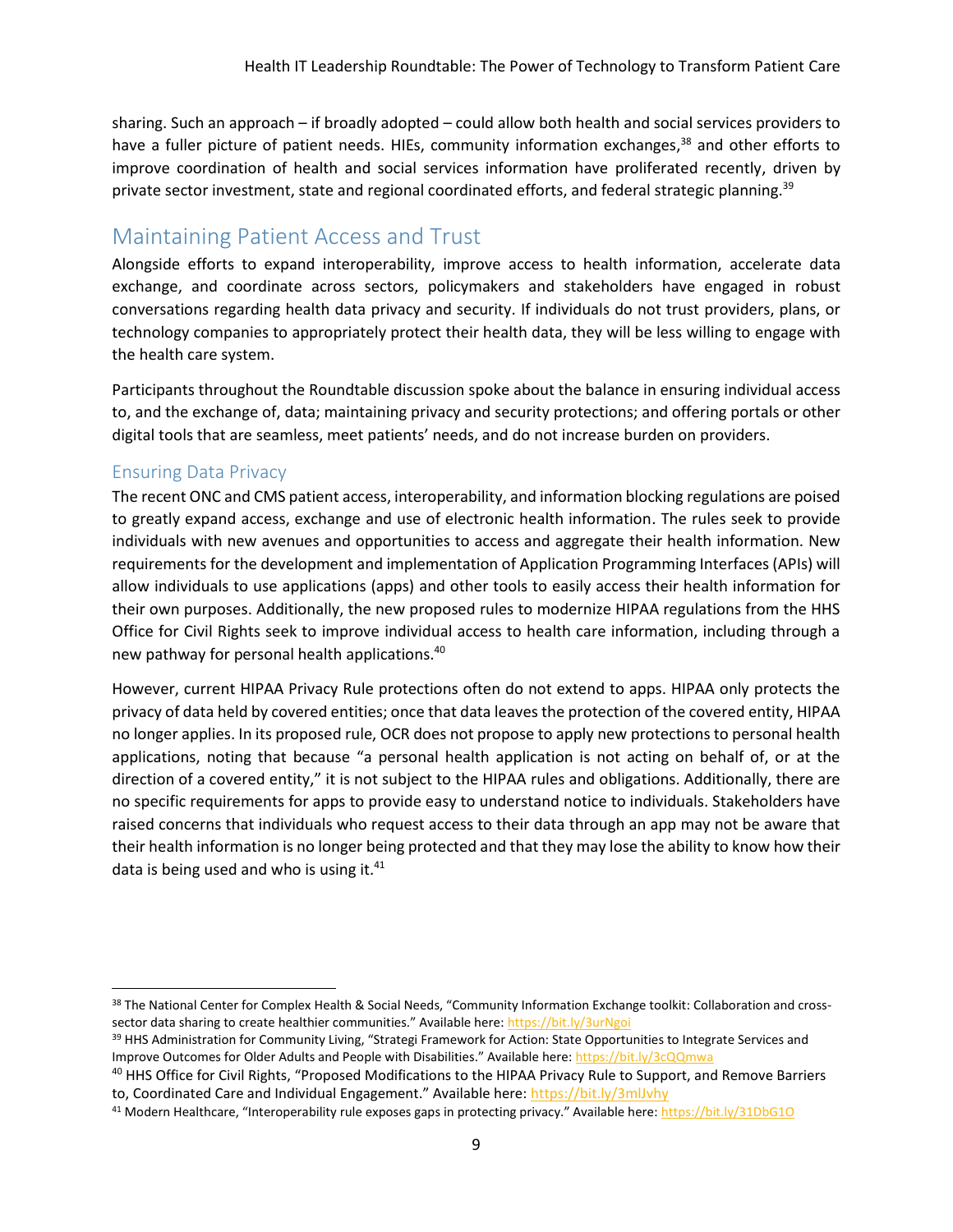sharing. Such an approach – if broadly adopted – could allow both health and social services providers to have a fuller picture of patient needs. HIEs, community information exchanges,[38] and other efforts to improve coordination of health and social services information have proliferated recently, driven by private sector investment, state and regional coordinated efforts, and federal strategic planning.[39]

## Maintaining Patient Access and Trust

Alongside efforts to expand interoperability, improve access to health information, accelerate data exchange, and coordinate across sectors, policymakers and stakeholders have engaged in robust conversations regarding health data privacy and security. If individuals do not trust providers, plans, or technology companies to appropriately protect their health data, they will be less willing to engage with the health care system.

Participants throughout the Roundtable discussion spoke about the balance in ensuring individual access to, and the exchange of, data; maintaining privacy and security protections; and offering portals or other digital tools that are seamless, meet patients' needs, and do not increase burden on providers.

### Ensuring Data Privacy

The recent ONC and CMS patient access, interoperability, and information blocking regulations are poised to greatly expand access, exchange and use of electronic health information. The rules seek to provide individuals with new avenues and opportunities to access and aggregate their health information. New requirements for the development and implementation of Application Programming Interfaces (APIs) will allow individuals to use applications (apps) and other tools to easily access their health information for their own purposes. Additionally, the new proposed rules to modernize HIPAA regulations from the HHS Office for Civil Rights seek to improve individual access to health care information, including through a new pathway for personal health applications.[40]

However, current HIPAA Privacy Rule protections often do not extend to apps. HIPAA only protects the privacy of data held by covered entities; once that data leaves the protection of the covered entity, HIPAA no longer applies. In its proposed rule, OCR does not propose to apply new protections to personal health applications, noting that because "a personal health application is not acting on behalf of, or at the direction of a covered entity," it is not subject to the HIPAA rules and obligations. Additionally, there are no specific requirements for apps to provide easy to understand notice to individuals. Stakeholders have raised concerns that individuals who request access to their data through an app may not be aware that their health information is no longer being protected and that they may lose the ability to know how their data is being used and who is using it.[41]

---

[38] The National Center for Complex Health & Social Needs, "Community Information Exchange toolkit: Collaboration and cross-sector data sharing to create healthier communities." Available here: https://bit.ly/3urNgoi

[39] HHS Administration for Community Living, "Strategi Framework for Action: State Opportunities to Integrate Services and Improve Outcomes for Older Adults and People with Disabilities." Available here: https://bit.ly/3cQQmwa

[40] HHS Office for Civil Rights, "Proposed Modifications to the HIPAA Privacy Rule to Support, and Remove Barriers to, Coordinated Care and Individual Engagement." Available here: https://bit.ly/3mlJvhy

[41] Modern Healthcare, "Interoperability rule exposes gaps in protecting privacy." Available here: https://bit.ly/31DbG1O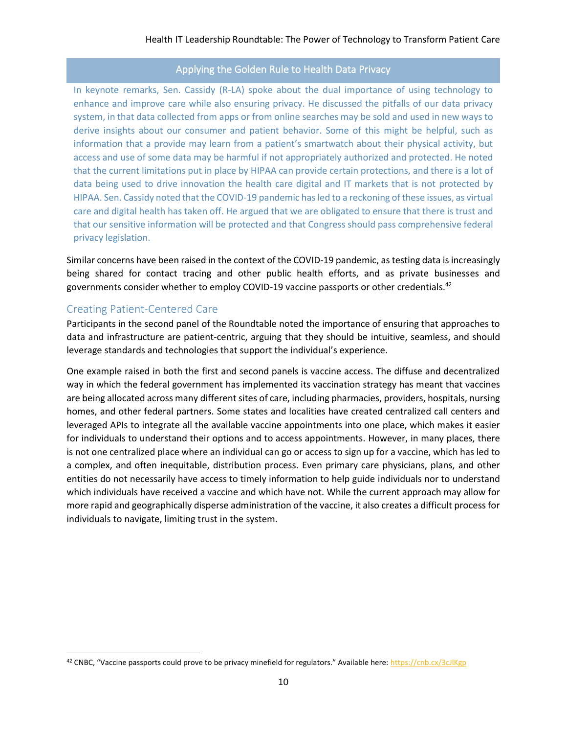## Applying the Golden Rule to Health Data Privacy

In keynote remarks, Sen. Cassidy (R-LA) spoke about the dual importance of using technology to enhance and improve care while also ensuring privacy. He discussed the pitfalls of our data privacy system, in that data collected from apps or from online searches may be sold and used in new ways to derive insights about our consumer and patient behavior. Some of this might be helpful, such as information that a provide may learn from a patient's smartwatch about their physical activity, but access and use of some data may be harmful if not appropriately authorized and protected. He noted that the current limitations put in place by HIPAA can provide certain protections, and there is a lot of data being used to drive innovation the health care digital and IT markets that is not protected by HIPAA. Sen. Cassidy noted that the COVID-19 pandemic has led to a reckoning of these issues, as virtual care and digital health has taken off. He argued that we are obligated to ensure that there is trust and that our sensitive information will be protected and that Congress should pass comprehensive federal privacy legislation.

Similar concerns have been raised in the context of the COVID-19 pandemic, as testing data is increasingly being shared for contact tracing and other public health efforts, and as private businesses and governments consider whether to employ COVID-19 vaccine passports or other credentials.[42]

## Creating Patient-Centered Care

Participants in the second panel of the Roundtable noted the importance of ensuring that approaches to data and infrastructure are patient-centric, arguing that they should be intuitive, seamless, and should leverage standards and technologies that support the individual's experience.

One example raised in both the first and second panels is vaccine access. The diffuse and decentralized way in which the federal government has implemented its vaccination strategy has meant that vaccines are being allocated across many different sites of care, including pharmacies, providers, hospitals, nursing homes, and other federal partners. Some states and localities have created centralized call centers and leveraged APIs to integrate all the available vaccine appointments into one place, which makes it easier for individuals to understand their options and to access appointments. However, in many places, there is not one centralized place where an individual can go or access to sign up for a vaccine, which has led to a complex, and often inequitable, distribution process. Even primary care physicians, plans, and other entities do not necessarily have access to timely information to help guide individuals nor to understand which individuals have received a vaccine and which have not. While the current approach may allow for more rapid and geographically disperse administration of the vaccine, it also creates a difficult process for individuals to navigate, limiting trust in the system.

---

[42] CNBC, "Vaccine passports could prove to be privacy minefield for regulators." Available here: https://cnb.cx/3cJlKgp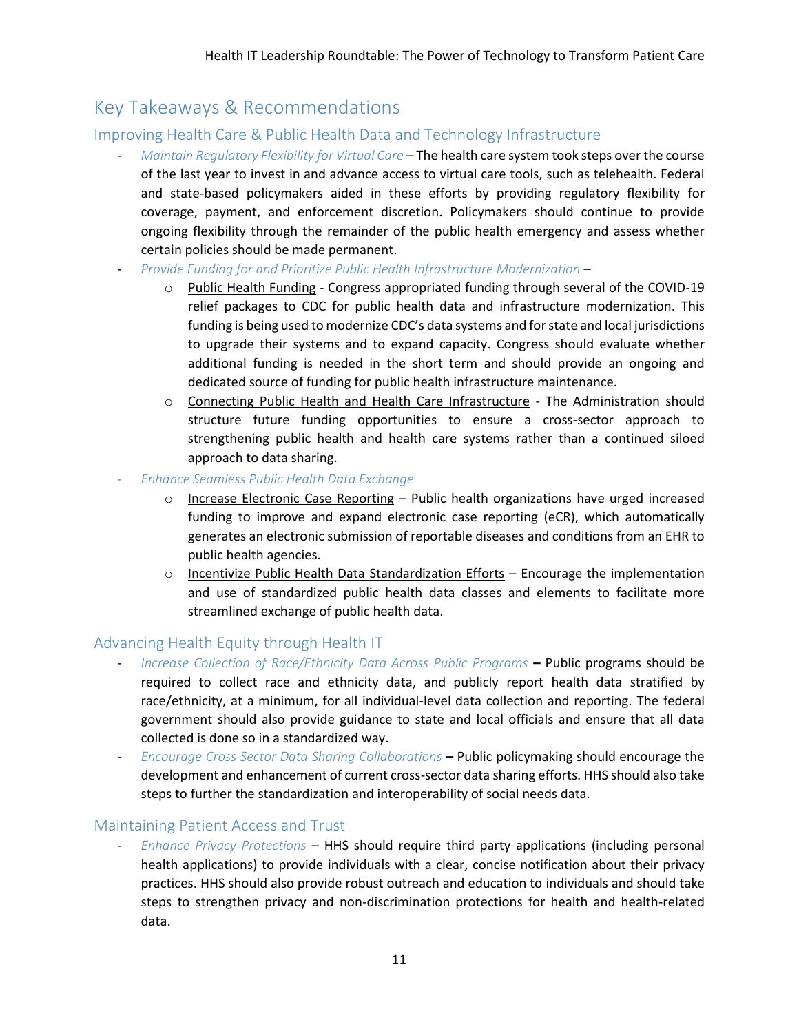# Key Takeaways & Recommendations

## Improving Health Care & Public Health Data and Technology Infrastructure

- *Maintain Regulatory Flexibility for Virtual Care* – The health care system took steps over the course of the last year to invest in and advance access to virtual care tools, such as telehealth. Federal and state-based policymakers aided in these efforts by providing regulatory flexibility for coverage, payment, and enforcement discretion. Policymakers should continue to provide ongoing flexibility through the remainder of the public health emergency and assess whether certain policies should be made permanent.
- *Provide Funding for and Prioritize Public Health Infrastructure Modernization* –
  - Public Health Funding - Congress appropriated funding through several of the COVID-19 relief packages to CDC for public health data and infrastructure modernization. This funding is being used to modernize CDC's data systems and for state and local jurisdictions to upgrade their systems and to expand capacity. Congress should evaluate whether additional funding is needed in the short term and should provide an ongoing and dedicated source of funding for public health infrastructure maintenance.
  - Connecting Public Health and Health Care Infrastructure - The Administration should structure future funding opportunities to ensure a cross-sector approach to strengthening public health and health care systems rather than a continued siloed approach to data sharing.
- *Enhance Seamless Public Health Data Exchange*
  - Increase Electronic Case Reporting – Public health organizations have urged increased funding to improve and expand electronic case reporting (eCR), which automatically generates an electronic submission of reportable diseases and conditions from an EHR to public health agencies.
  - Incentivize Public Health Data Standardization Efforts – Encourage the implementation and use of standardized public health data classes and elements to facilitate more streamlined exchange of public health data.

## Advancing Health Equity through Health IT

- *Increase Collection of Race/Ethnicity Data Across Public Programs* **–** Public programs should be required to collect race and ethnicity data, and publicly report health data stratified by race/ethnicity, at a minimum, for all individual-level data collection and reporting. The federal government should also provide guidance to state and local officials and ensure that all data collected is done so in a standardized way.
- *Encourage Cross Sector Data Sharing Collaborations* **–** Public policymaking should encourage the development and enhancement of current cross-sector data sharing efforts. HHS should also take steps to further the standardization and interoperability of social needs data.

## Maintaining Patient Access and Trust

- *Enhance Privacy Protections* – HHS should require third party applications (including personal health applications) to provide individuals with a clear, concise notification about their privacy practices. HHS should also provide robust outreach and education to individuals and should take steps to strengthen privacy and non-discrimination protections for health and health-related data.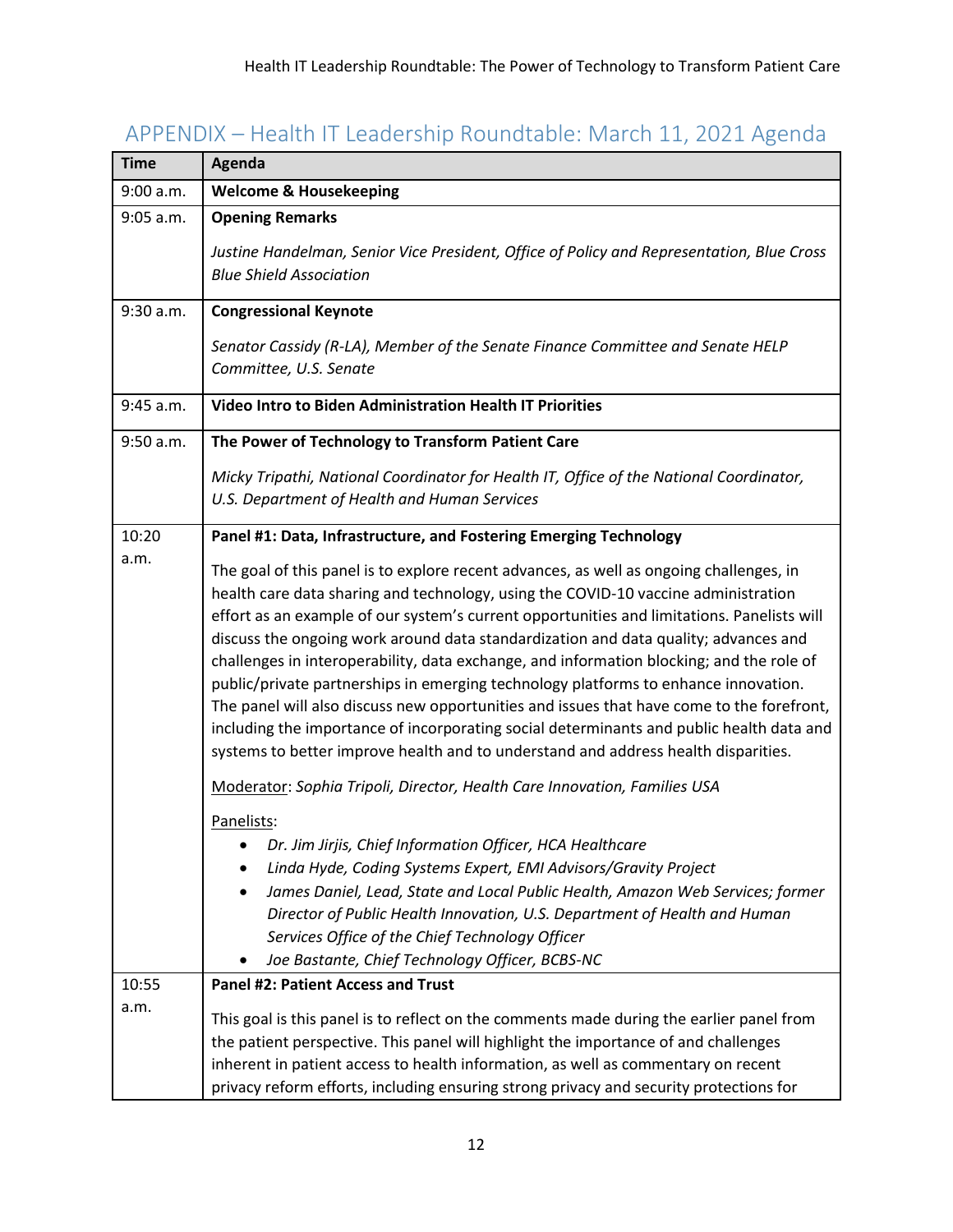## APPENDIX – Health IT Leadership Roundtable: March 11, 2021 Agenda

| Time | Agenda |
|---|---|
| 9:00 a.m. | **Welcome & Housekeeping** |
| 9:05 a.m. | **Opening Remarks**<br><br>*Justine Handelman, Senior Vice President, Office of Policy and Representation, Blue Cross Blue Shield Association* |
| 9:30 a.m. | **Congressional Keynote**<br><br>*Senator Cassidy (R-LA), Member of the Senate Finance Committee and Senate HELP Committee, U.S. Senate* |
| 9:45 a.m. | **Video Intro to Biden Administration Health IT Priorities** |
| 9:50 a.m. | **The Power of Technology to Transform Patient Care**<br><br>*Micky Tripathi, National Coordinator for Health IT, Office of the National Coordinator, U.S. Department of Health and Human Services* |
| 10:20 a.m. | **Panel #1: Data, Infrastructure, and Fostering Emerging Technology**<br><br>The goal of this panel is to explore recent advances, as well as ongoing challenges, in health care data sharing and technology, using the COVID-10 vaccine administration effort as an example of our system's current opportunities and limitations. Panelists will discuss the ongoing work around data standardization and data quality; advances and challenges in interoperability, data exchange, and information blocking; and the role of public/private partnerships in emerging technology platforms to enhance innovation. The panel will also discuss new opportunities and issues that have come to the forefront, including the importance of incorporating social determinants and public health data and systems to better improve health and to understand and address health disparities.<br><br>Moderator: *Sophia Tripoli, Director, Health Care Innovation, Families USA*<br><br>Panelists:<br>• *Dr. Jim Jirjis, Chief Information Officer, HCA Healthcare*<br>• *Linda Hyde, Coding Systems Expert, EMI Advisors/Gravity Project*<br>• *James Daniel, Lead, State and Local Public Health, Amazon Web Services; former Director of Public Health Innovation, U.S. Department of Health and Human Services Office of the Chief Technology Officer*<br>• *Joe Bastante, Chief Technology Officer, BCBS-NC* |
| 10:55 a.m. | **Panel #2: Patient Access and Trust**<br><br>This goal is this panel is to reflect on the comments made during the earlier panel from the patient perspective. This panel will highlight the importance of and challenges inherent in patient access to health information, as well as commentary on recent privacy reform efforts, including ensuring strong privacy and security protections for |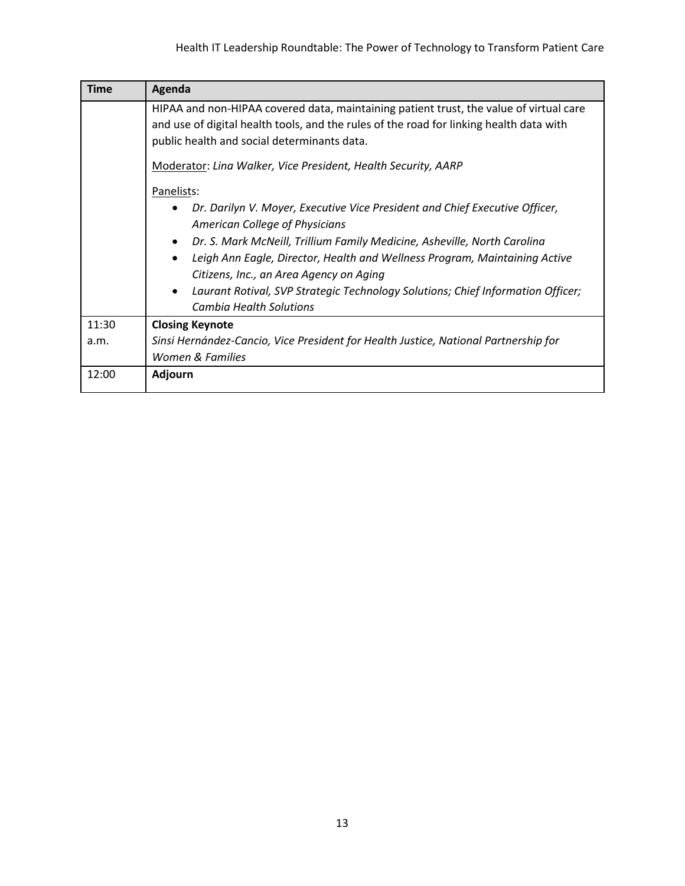| Time | Agenda |
|---|---|
| | HIPAA and non-HIPAA covered data, maintaining patient trust, the value of virtual care and use of digital health tools, and the rules of the road for linking health data with public health and social determinants data.<br><br>Moderator: *Lina Walker, Vice President, Health Security, AARP*<br><br>Panelists:<br>• *Dr. Darilyn V. Moyer, Executive Vice President and Chief Executive Officer, American College of Physicians*<br>• *Dr. S. Mark McNeill, Trillium Family Medicine, Asheville, North Carolina*<br>• *Leigh Ann Eagle, Director, Health and Wellness Program, Maintaining Active Citizens, Inc., an Area Agency on Aging*<br>• *Laurant Rotival, SVP Strategic Technology Solutions; Chief Information Officer; Cambia Health Solutions* |
| 11:30 a.m. | **Closing Keynote**<br>*Sinsi Hernández-Cancio, Vice President for Health Justice, National Partnership for Women & Families* |
| 12:00 | **Adjourn** |